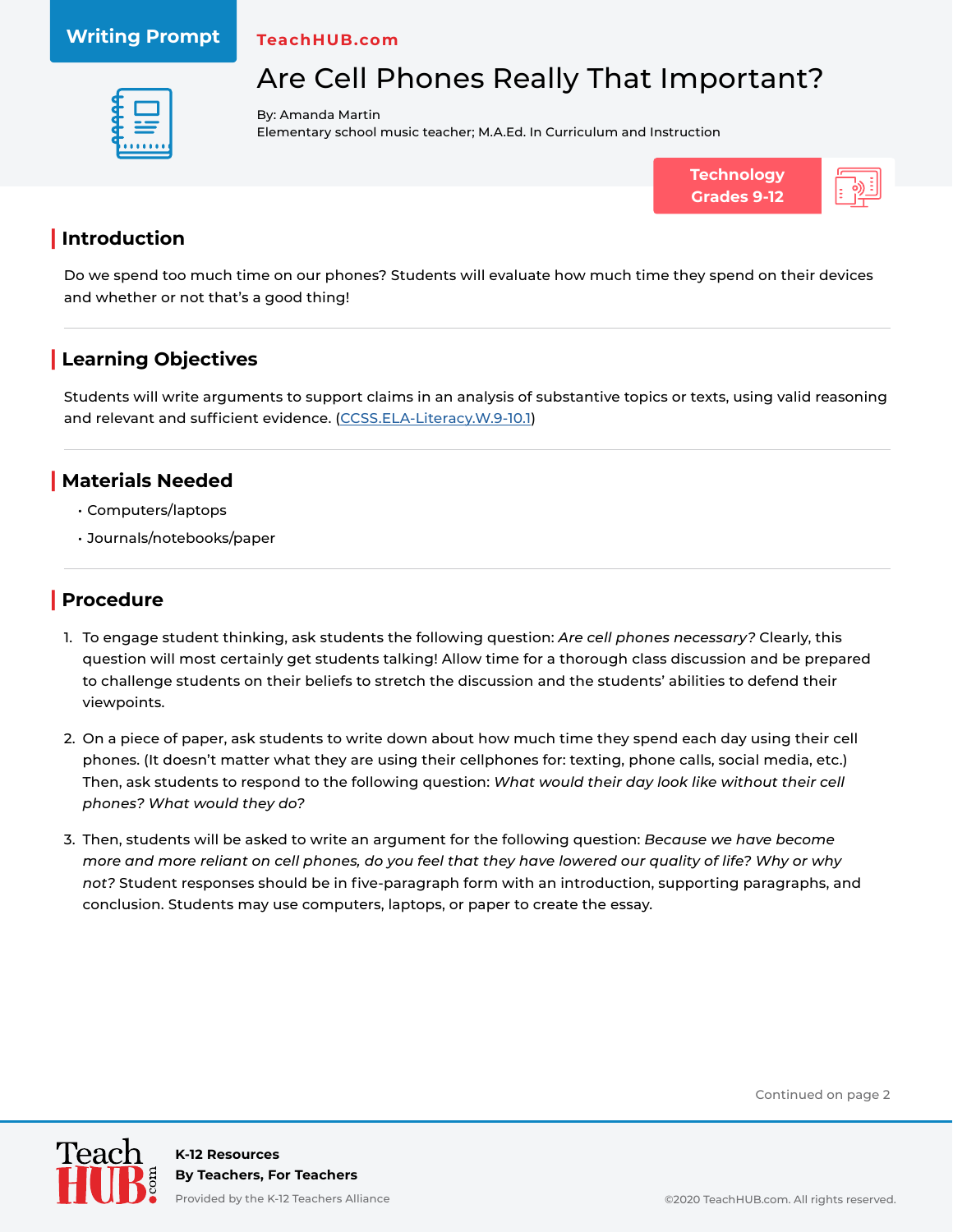Writing Prompt

TeachHUB.com

# Are Cell Phones Really That Important?

By: Amanda Martin
Elementary school music teacher; M.A.Ed. In Curriculum and Instruction

**Technology**
**Grades 9-12**

## Introduction

Do we spend too much time on our phones? Students will evaluate how much time they spend on their devices and whether or not that's a good thing!

## Learning Objectives

Students will write arguments to support claims in an analysis of substantive topics or texts, using valid reasoning and relevant and sufficient evidence. (CCSS.ELA-Literacy.W.9-10.1)

## Materials Needed

- Computers/laptops
- Journals/notebooks/paper

## Procedure

1. To engage student thinking, ask students the following question: *Are cell phones necessary?* Clearly, this question will most certainly get students talking! Allow time for a thorough class discussion and be prepared to challenge students on their beliefs to stretch the discussion and the students' abilities to defend their viewpoints.

2. On a piece of paper, ask students to write down about how much time they spend each day using their cell phones. (It doesn't matter what they are using their cellphones for: texting, phone calls, social media, etc.) Then, ask students to respond to the following question: *What would their day look like without their cell phones? What would they do?*

3. Then, students will be asked to write an argument for the following question: *Because we have become more and more reliant on cell phones, do you feel that they have lowered our quality of life? Why or why not?* Student responses should be in five-paragraph form with an introduction, supporting paragraphs, and conclusion. Students may use computers, laptops, or paper to create the essay.

Continued on page 2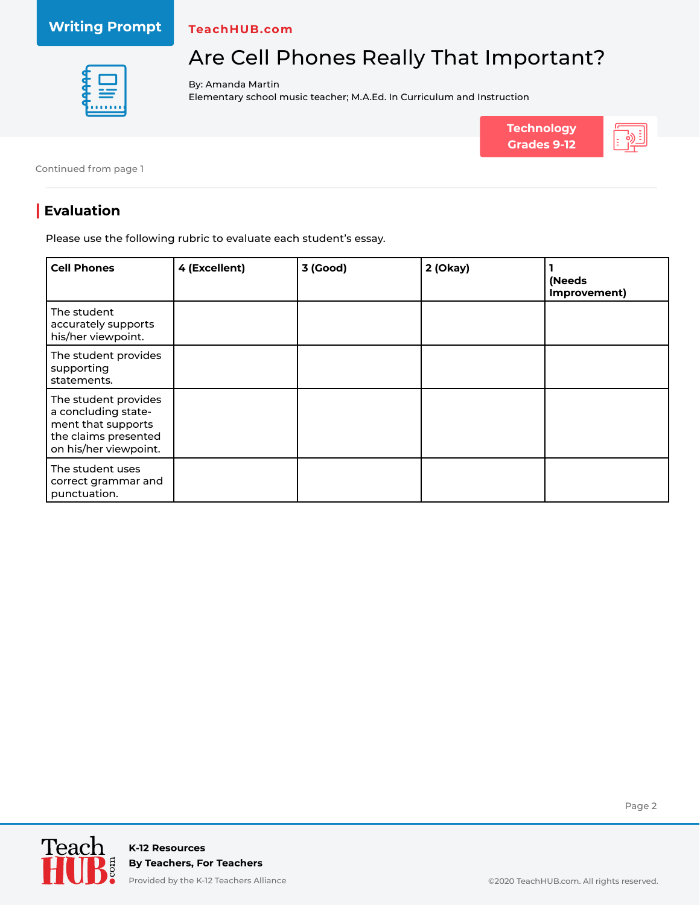Continued from page 1

## Evaluation

Please use the following rubric to evaluate each student's essay.

| Cell Phones | 4 (Excellent) | 3 (Good) | 2 (Okay) | 1 (Needs Improvement) |
|---|---|---|---|---|
| The student accurately supports his/her viewpoint. | | | | |
| The student provides supporting statements. | | | | |
| The student provides a concluding statement that supports the claims presented on his/her viewpoint. | | | | |
| The student uses correct grammar and punctuation. | | | | |